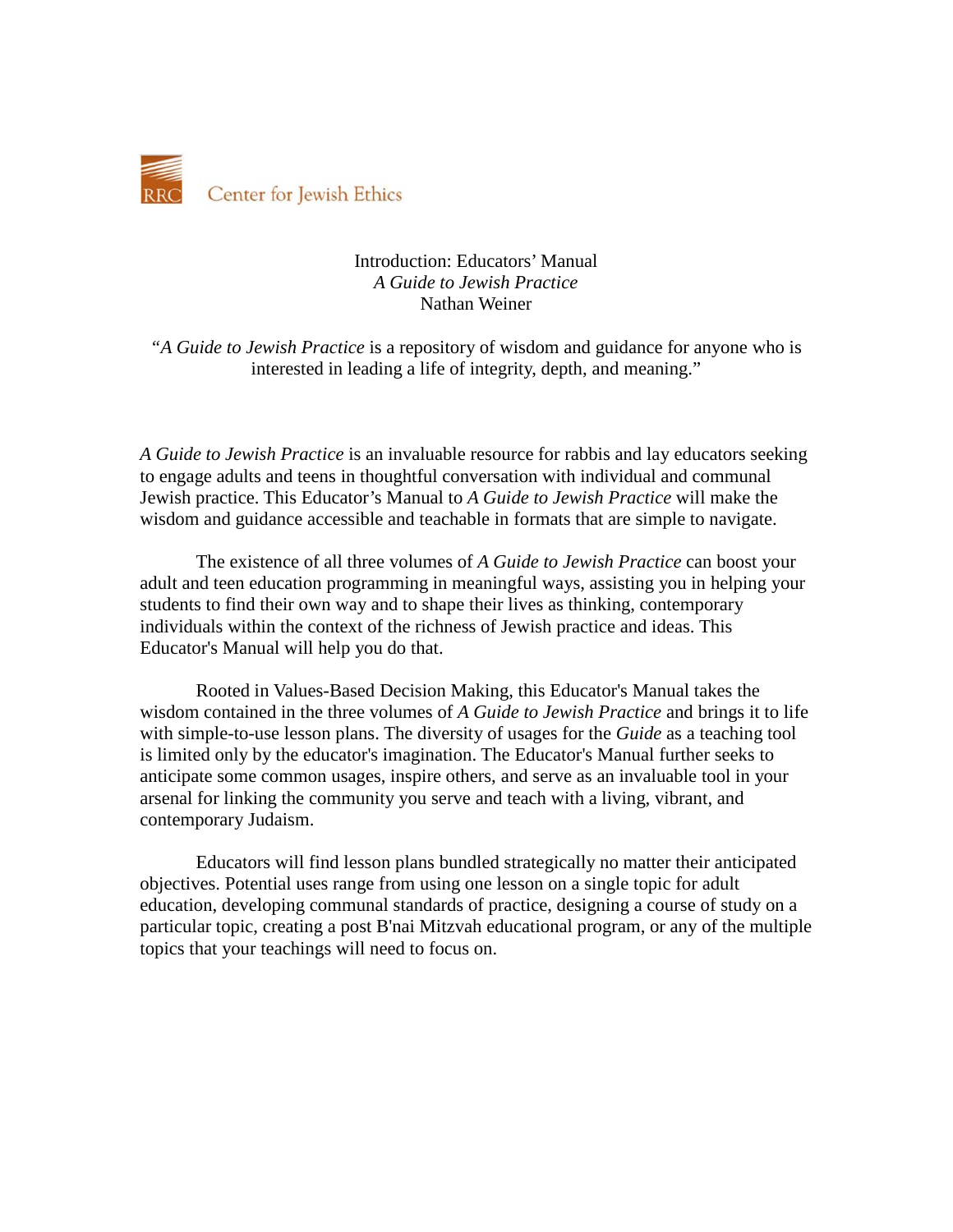RRC Center for Jewish Ethics

# Introduction: Educators' Manual
## *A Guide to Jewish Practice*
### Nathan Weiner

"*A Guide to Jewish Practice* is a repository of wisdom and guidance for anyone who is interested in leading a life of integrity, depth, and meaning."

*A Guide to Jewish Practice* is an invaluable resource for rabbis and lay educators seeking to engage adults and teens in thoughtful conversation with individual and communal Jewish practice. This Educator's Manual to *A Guide to Jewish Practice* will make the wisdom and guidance accessible and teachable in formats that are simple to navigate.

The existence of all three volumes of *A Guide to Jewish Practice* can boost your adult and teen education programming in meaningful ways, assisting you in helping your students to find their own way and to shape their lives as thinking, contemporary individuals within the context of the richness of Jewish practice and ideas. This Educator's Manual will help you do that.

Rooted in Values-Based Decision Making, this Educator's Manual takes the wisdom contained in the three volumes of *A Guide to Jewish Practice* and brings it to life with simple-to-use lesson plans. The diversity of usages for the *Guide* as a teaching tool is limited only by the educator's imagination. The Educator's Manual further seeks to anticipate some common usages, inspire others, and serve as an invaluable tool in your arsenal for linking the community you serve and teach with a living, vibrant, and contemporary Judaism.

Educators will find lesson plans bundled strategically no matter their anticipated objectives. Potential uses range from using one lesson on a single topic for adult education, developing communal standards of practice, designing a course of study on a particular topic, creating a post B'nai Mitzvah educational program, or any of the multiple topics that your teachings will need to focus on.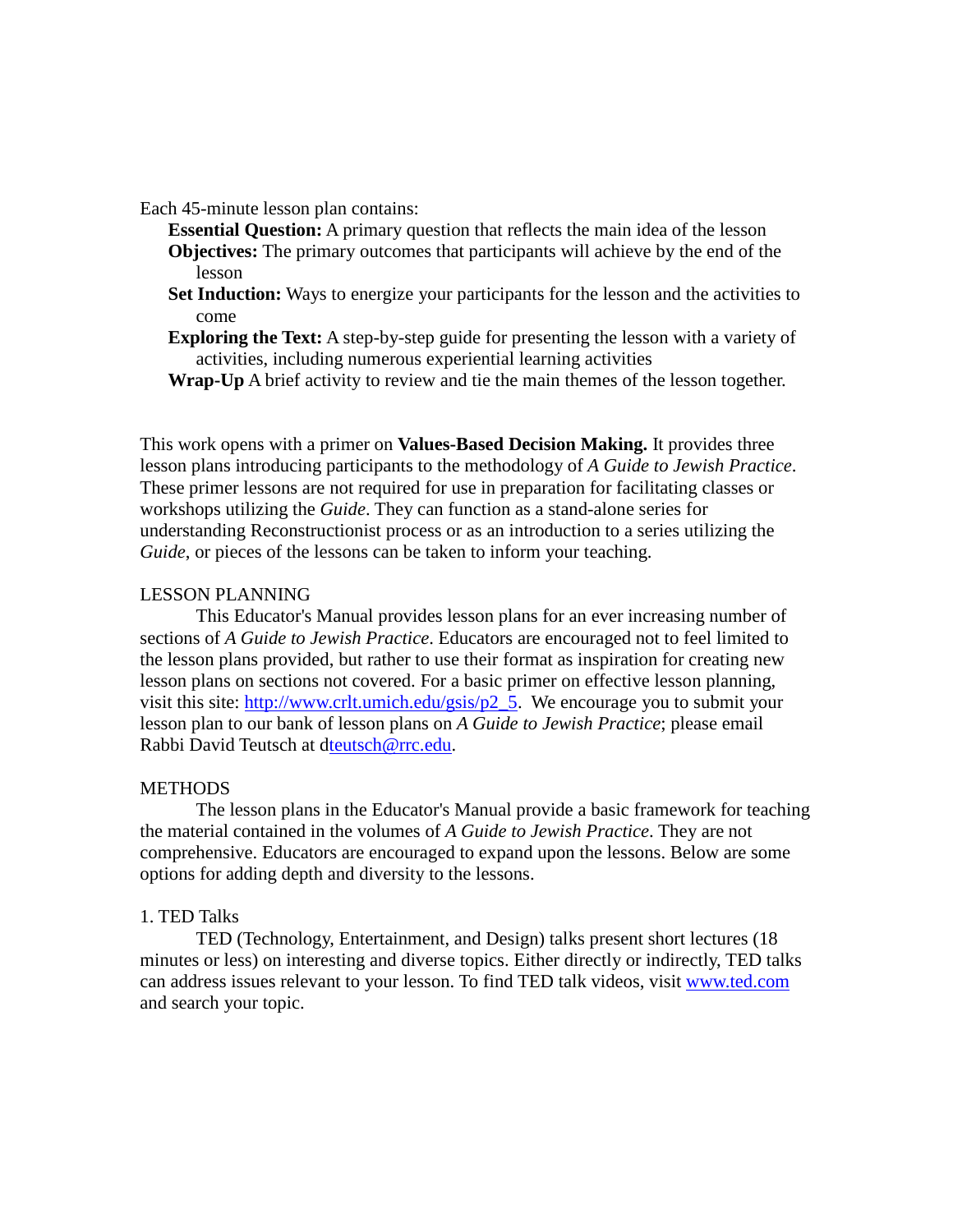Each 45-minute lesson plan contains:

- **Essential Question:** A primary question that reflects the main idea of the lesson
- **Objectives:** The primary outcomes that participants will achieve by the end of the lesson
- **Set Induction:** Ways to energize your participants for the lesson and the activities to come
- **Exploring the Text:** A step-by-step guide for presenting the lesson with a variety of activities, including numerous experiential learning activities
- **Wrap-Up** A brief activity to review and tie the main themes of the lesson together.

This work opens with a primer on **Values-Based Decision Making.** It provides three lesson plans introducing participants to the methodology of *A Guide to Jewish Practice*. These primer lessons are not required for use in preparation for facilitating classes or workshops utilizing the *Guide*. They can function as a stand-alone series for understanding Reconstructionist process or as an introduction to a series utilizing the *Guide*, or pieces of the lessons can be taken to inform your teaching.

LESSON PLANNING

This Educator's Manual provides lesson plans for an ever increasing number of sections of *A Guide to Jewish Practice*. Educators are encouraged not to feel limited to the lesson plans provided, but rather to use their format as inspiration for creating new lesson plans on sections not covered. For a basic primer on effective lesson planning, visit this site: http://www.crlt.umich.edu/gsis/p2_5. We encourage you to submit your lesson plan to our bank of lesson plans on *A Guide to Jewish Practice*; please email Rabbi David Teutsch at dteutsch@rrc.edu.

METHODS

The lesson plans in the Educator's Manual provide a basic framework for teaching the material contained in the volumes of *A Guide to Jewish Practice*. They are not comprehensive. Educators are encouraged to expand upon the lessons. Below are some options for adding depth and diversity to the lessons.

1. TED Talks

TED (Technology, Entertainment, and Design) talks present short lectures (18 minutes or less) on interesting and diverse topics. Either directly or indirectly, TED talks can address issues relevant to your lesson. To find TED talk videos, visit www.ted.com and search your topic.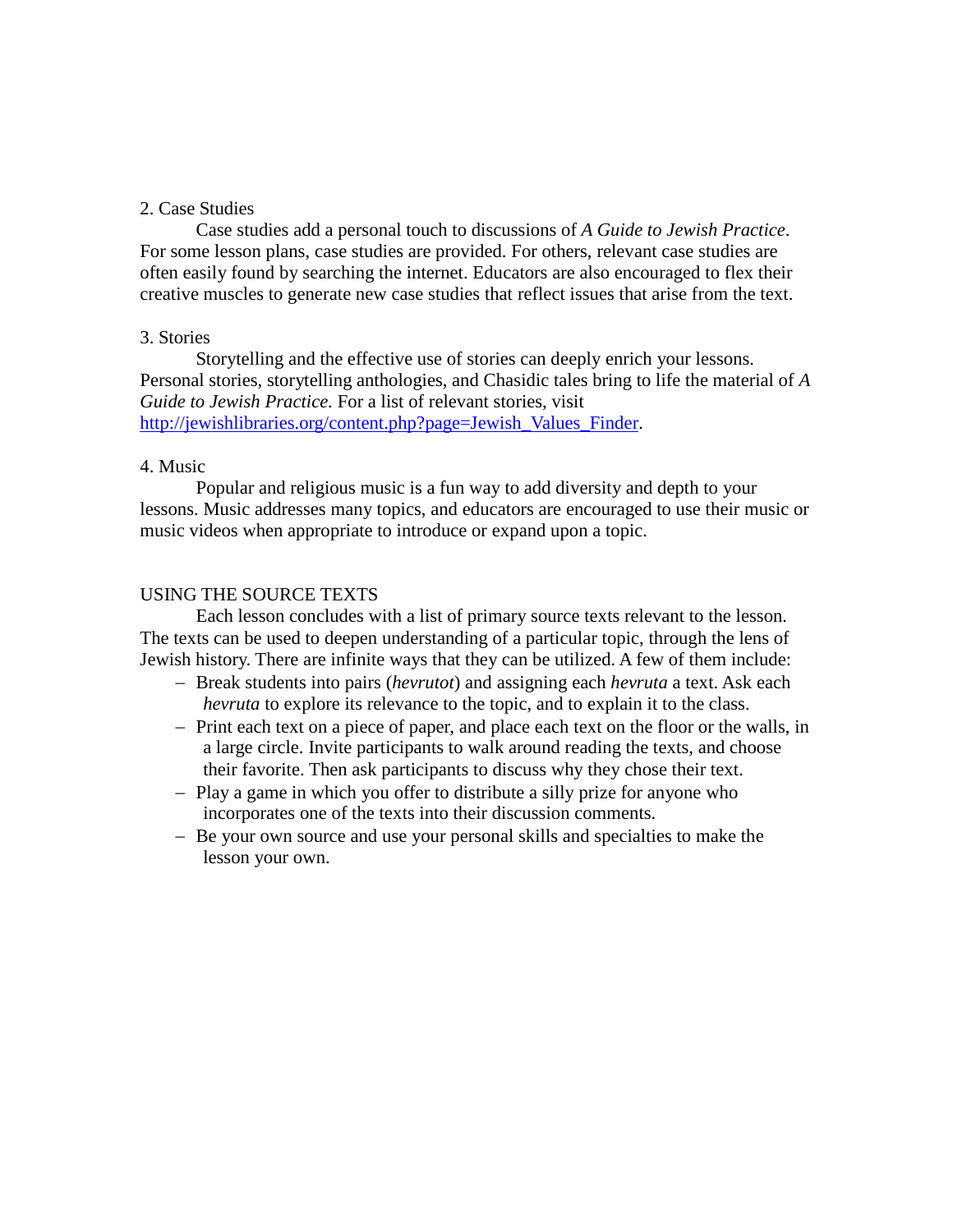2. Case Studies

Case studies add a personal touch to discussions of *A Guide to Jewish Practice*. For some lesson plans, case studies are provided. For others, relevant case studies are often easily found by searching the internet. Educators are also encouraged to flex their creative muscles to generate new case studies that reflect issues that arise from the text.

3. Stories

Storytelling and the effective use of stories can deeply enrich your lessons. Personal stories, storytelling anthologies, and Chasidic tales bring to life the material of *A Guide to Jewish Practice.* For a list of relevant stories, visit http://jewishlibraries.org/content.php?page=Jewish_Values_Finder.

4. Music

Popular and religious music is a fun way to add diversity and depth to your lessons. Music addresses many topics, and educators are encouraged to use their music or music videos when appropriate to introduce or expand upon a topic.

USING THE SOURCE TEXTS

Each lesson concludes with a list of primary source texts relevant to the lesson. The texts can be used to deepen understanding of a particular topic, through the lens of Jewish history. There are infinite ways that they can be utilized. A few of them include:

- Break students into pairs (*hevrutot*) and assigning each *hevruta* a text. Ask each *hevruta* to explore its relevance to the topic, and to explain it to the class.
- Print each text on a piece of paper, and place each text on the floor or the walls, in a large circle. Invite participants to walk around reading the texts, and choose their favorite. Then ask participants to discuss why they chose their text.
- Play a game in which you offer to distribute a silly prize for anyone who incorporates one of the texts into their discussion comments.
- Be your own source and use your personal skills and specialties to make the lesson your own.